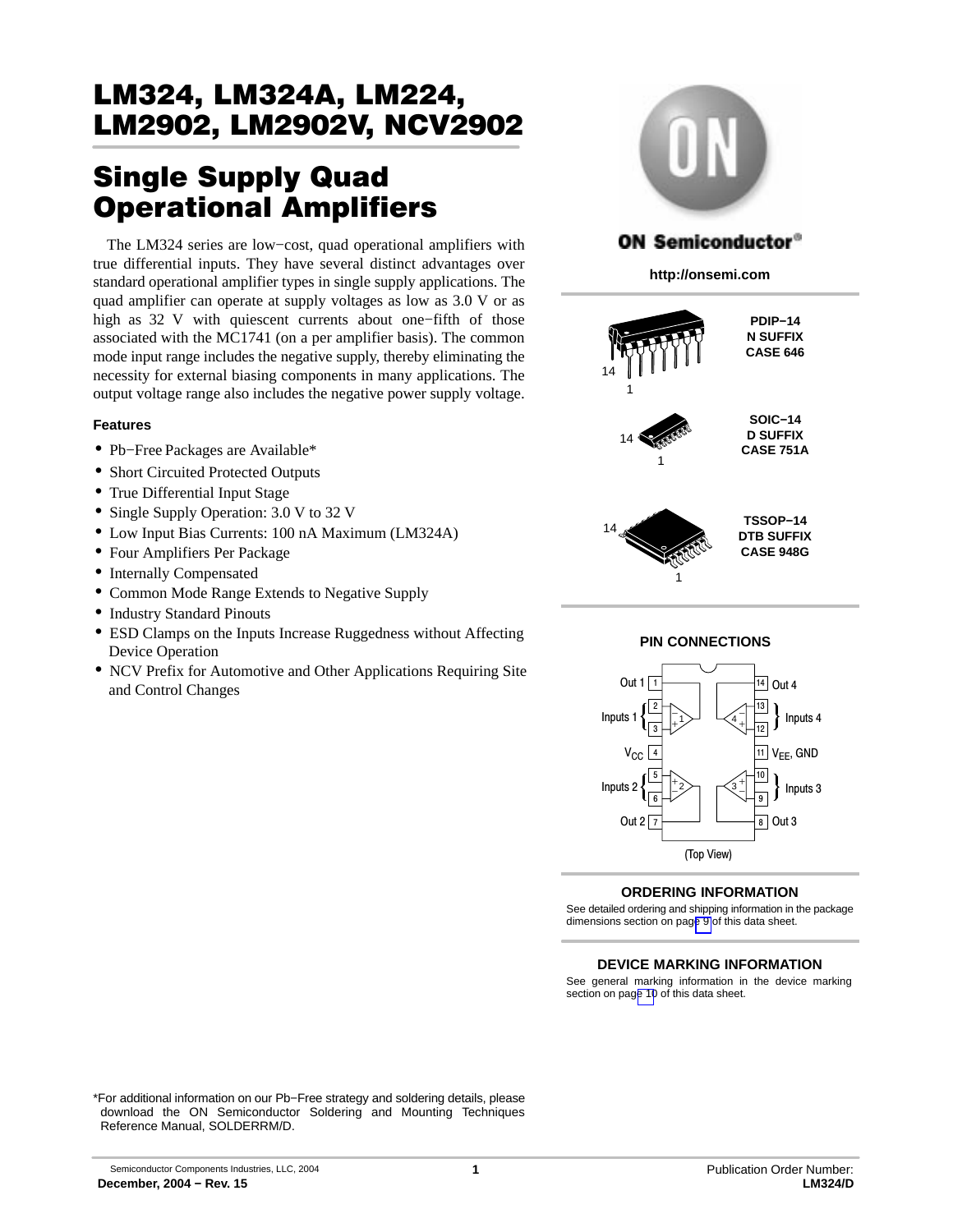# LM324, LM324A, LM224, LM2902, LM2902V, NCV2902

## Single Supply Quad Operational Amplifiers

The LM324 series are low−cost, quad operational amplifiers with true differential inputs. They have several distinct advantages over standard operational amplifier types in single supply applications. The quad amplifier can operate at supply voltages as low as 3.0 V or as high as 32 V with quiescent currents about one−fifth of those associated with the MC1741 (on a per amplifier basis). The common mode input range includes the negative supply, thereby eliminating the necessity for external biasing components in many applications. The output voltage range also includes the negative power supply voltage.

#### Features

- Pb−Free Packages are Available*
- Short Circuited Protected Outputs
- True Differential Input Stage
- Single Supply Operation: 3.0 V to 32 V
- Low Input Bias Currents: 100 nA Maximum (LM324A)
- Four Amplifiers Per Package
- Internally Compensated
- Common Mode Range Extends to Negative Supply
- Industry Standard Pinouts
- ESD Clamps on the Inputs Increase Ruggedness without Affecting Device Operation
- NCV Prefix for Automotive and Other Applications Requiring Site and Control Changes

ON Semiconductor®

http://onsemi.com

PDIP−14
N SUFFIX
CASE 646

SOIC−14
D SUFFIX
CASE 751A

TSSOP−14
DTB SUFFIX
CASE 948G

### PIN CONNECTIONS

| Pin | Function | Pin | Function |
|---|---|---|---|
| 1 | Out 1 | 14 | Out 4 |
| 2 | Inputs 1 (−) | 13 | Inputs 4 (−) |
| 3 | Inputs 1 (+) | 12 | Inputs 4 (+) |
| 4 | $V_{CC}$ | 11 | $V_{EE}$, GND |
| 5 | Inputs 2 (+) | 10 | Inputs 3 (+) |
| 6 | Inputs 2 (−) | 9 | Inputs 3 (−) |
| 7 | Out 2 | 8 | Out 3 |

(Top View)

### ORDERING INFORMATION

See detailed ordering and shipping information in the package dimensions section on page 9 of this data sheet.

### DEVICE MARKING INFORMATION

See general marking information in the device marking section on page 10 of this data sheet.

*For additional information on our Pb−Free strategy and soldering details, please download the ON Semiconductor Soldering and Mounting Techniques Reference Manual, SOLDERRM/D.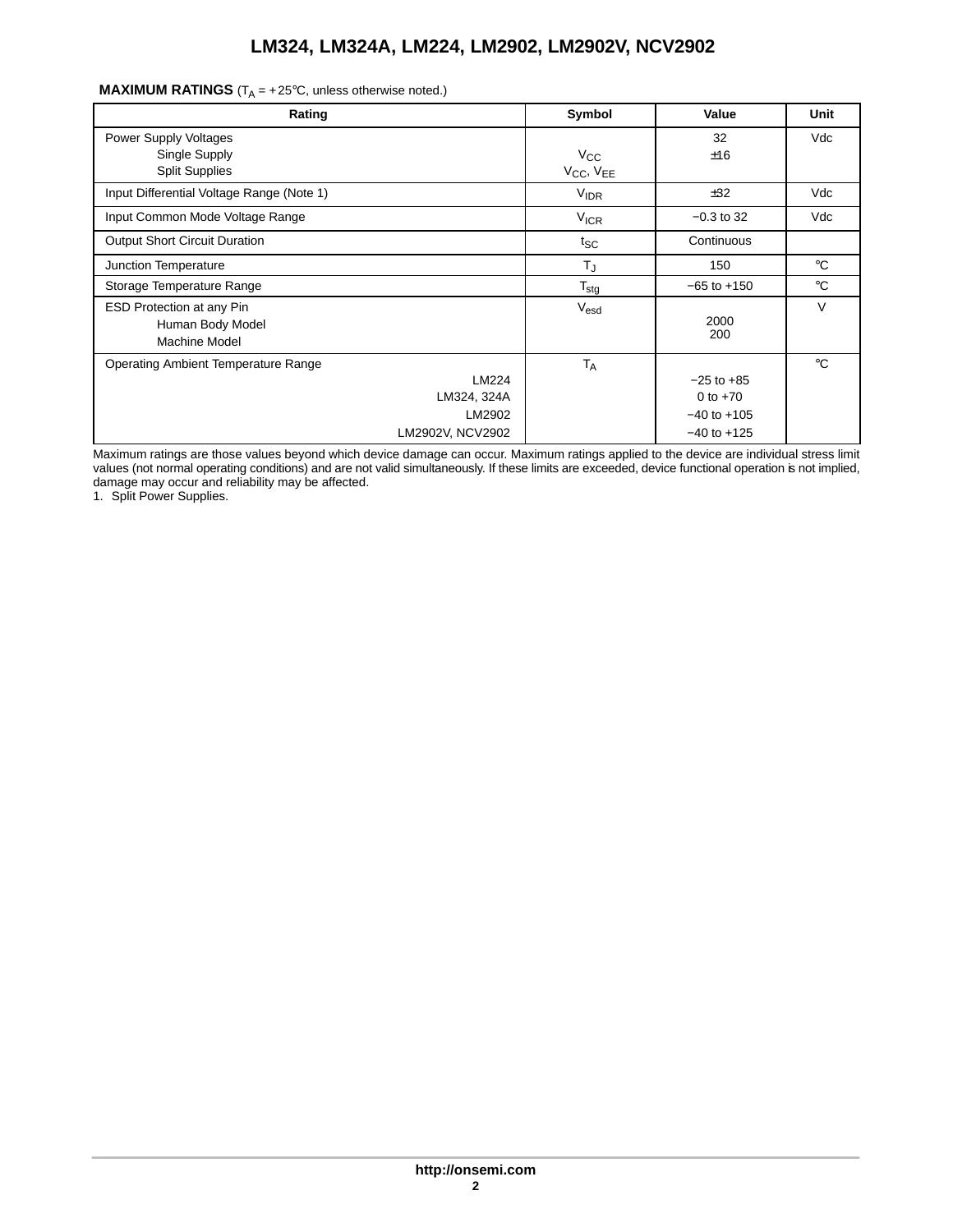**MAXIMUM RATINGS** ($T_A$ = +25°C, unless otherwise noted.)

| Rating | Symbol | Value | Unit |
|---|---|---|---|
| Power Supply Voltages<br>Single Supply<br>Split Supplies | <br>$V_{CC}$<br>$V_{CC}$, $V_{EE}$ | 32<br>±16 | Vdc |
| Input Differential Voltage Range (Note 1) | $V_{IDR}$ | ±32 | Vdc |
| Input Common Mode Voltage Range | $V_{ICR}$ | −0.3 to 32 | Vdc |
| Output Short Circuit Duration | $t_{SC}$ | Continuous | |
| Junction Temperature | $T_J$ | 150 | °C |
| Storage Temperature Range | $T_{stg}$ | −65 to +150 | °C |
| ESD Protection at any Pin<br>Human Body Model<br>Machine Model | $V_{esd}$ | <br>2000<br>200 | V |
| Operating Ambient Temperature Range<br>LM224<br>LM324, 324A<br>LM2902<br>LM2902V, NCV2902 | $T_A$ | <br>−25 to +85<br>0 to +70<br>−40 to +105<br>−40 to +125 | °C |

Maximum ratings are those values beyond which device damage can occur. Maximum ratings applied to the device are individual stress limit values (not normal operating conditions) and are not valid simultaneously. If these limits are exceeded, device functional operation is not implied, damage may occur and reliability may be affected.

1. Split Power Supplies.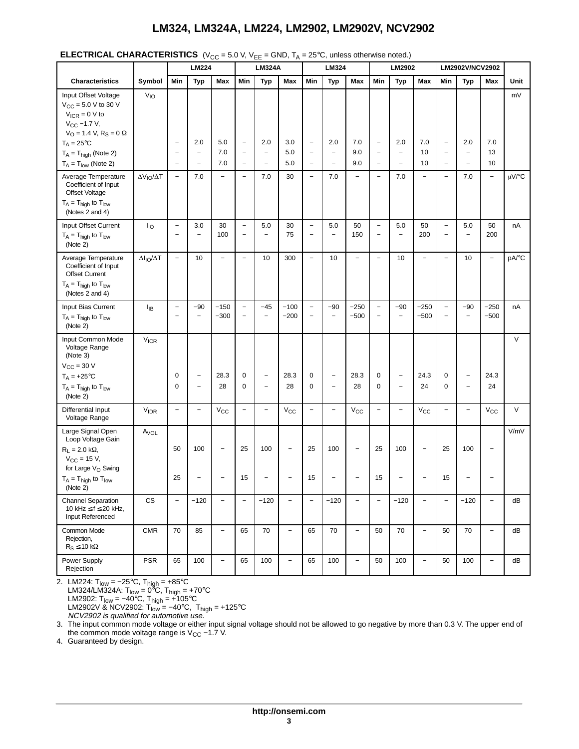**ELECTRICAL CHARACTERISTICS** ($V_{CC}$ = 5.0 V, $V_{EE}$ = GND, $T_A$ = 25°C, unless otherwise noted.)

| Characteristics | Symbol | LM224 | | | LM324A | | | LM324 | | | LM2902 | | | LM2902V/NCV2902 | | | Unit |
|---|---|---|---|---|---|---|---|---|---|---|---|---|---|---|---|---|---|
| | | Min | Typ | Max | Min | Typ | Max | Min | Typ | Max | Min | Typ | Max | Min | Typ | Max | |
| Input Offset Voltage $V_{CC}$ = 5.0 V to 30 V $V_{ICR}$ = 0 V to $V_{CC}$ −1.7 V, $V_O$ = 1.4 V, $R_S$ = 0 Ω | $V_{IO}$ | | | | | | | | | | | | | | | | mV |
| $T_A$ = 25°C | | − | 2.0 | 5.0 | − | 2.0 | 3.0 | − | 2.0 | 7.0 | − | 2.0 | 7.0 | − | 2.0 | 7.0 | |
| $T_A$ = $T_{high}$ (Note 2) | | − | − | 7.0 | − | − | 5.0 | − | − | 9.0 | − | − | 10 | − | − | 13 | |
| $T_A$ = $T_{low}$ (Note 2) | | − | − | 7.0 | − | − | 5.0 | − | − | 9.0 | − | − | 10 | − | − | 10 | |
| Average Temperature Coefficient of Input Offset Voltage $T_A$ = $T_{high}$ to $T_{low}$ (Notes 2 and 4) | $\Delta V_{IO}/\Delta T$ | − | 7.0 | − | − | 7.0 | 30 | − | 7.0 | − | − | 7.0 | − | − | 7.0 | − | μV/°C |
| Input Offset Current | $I_{IO}$ | − | 3.0 | 30 | − | 5.0 | 30 | − | 5.0 | 50 | − | 5.0 | 50 | − | 5.0 | 50 | nA |
| $T_A$ = $T_{high}$ to $T_{low}$ (Note 2) | | − | − | 100 | − | − | 75 | − | − | 150 | − | − | 200 | − | − | 200 | |
| Average Temperature Coefficient of Input Offset Current $T_A$ = $T_{high}$ to $T_{low}$ (Notes 2 and 4) | $\Delta I_{IO}/\Delta T$ | − | 10 | − | − | 10 | 300 | − | 10 | − | − | 10 | − | − | 10 | − | pA/°C |
| Input Bias Current | $I_{IB}$ | − | −90 | −150 | − | −45 | −100 | − | −90 | −250 | − | −90 | −250 | − | −90 | −250 | nA |
| $T_A$ = $T_{high}$ to $T_{low}$ (Note 2) | | − | − | −300 | − | − | −200 | − | − | −500 | − | − | −500 | − | − | −500 | |
| Input Common Mode Voltage Range (Note 3) $V_{CC}$ = 30 V | $V_{ICR}$ | | | | | | | | | | | | | | | | V |
| $T_A$ = +25°C | | 0 | − | 28.3 | 0 | − | 28.3 | 0 | − | 28.3 | 0 | − | 24.3 | 0 | − | 24.3 | |
| $T_A$ = $T_{high}$ to $T_{low}$ (Note 2) | | 0 | − | 28 | 0 | − | 28 | 0 | − | 28 | 0 | − | 24 | 0 | − | 24 | |
| Differential Input Voltage Range | $V_{IDR}$ | − | − | $V_{CC}$ | − | − | $V_{CC}$ | − | − | $V_{CC}$ | − | − | $V_{CC}$ | − | − | $V_{CC}$ | V |
| Large Signal Open Loop Voltage Gain | $A_{VOL}$ | | | | | | | | | | | | | | | | V/mV |
| $R_L$ = 2.0 kΩ, $V_{CC}$ = 15 V, for Large $V_O$ Swing | | 50 | 100 | − | 25 | 100 | − | 25 | 100 | − | 25 | 100 | − | 25 | 100 | − | |
| $T_A$ = $T_{high}$ to $T_{low}$ (Note 2) | | 25 | − | − | 15 | − | − | 15 | − | − | 15 | − | − | 15 | − | − | |
| Channel Separation 10 kHz ≤ f ≤ 20 kHz, Input Referenced | CS | − | −120 | − | − | −120 | − | − | −120 | − | − | −120 | − | − | −120 | − | dB |
| Common Mode Rejection, $R_S$ ≤ 10 kΩ | CMR | 70 | 85 | − | 65 | 70 | − | 65 | 70 | − | 50 | 70 | − | 50 | 70 | − | dB |
| Power Supply Rejection | PSR | 65 | 100 | − | 65 | 100 | − | 65 | 100 | − | 50 | 100 | − | 50 | 100 | − | dB |

2. LM224: $T_{low}$ = −25°C, $T_{high}$ = +85°C
   LM324/LM324A: $T_{low}$ = 0°C, $T_{high}$ = +70°C
   LM2902: $T_{low}$ = −40°C, $T_{high}$ = +105°C
   LM2902V & NCV2902: $T_{low}$ = −40°C, $T_{high}$ = +125°C
   *NCV2902 is qualified for automotive use.*
3. The input common mode voltage or either input signal voltage should not be allowed to go negative by more than 0.3 V. The upper end of the common mode voltage range is $V_{CC}$ −1.7 V.
4. Guaranteed by design.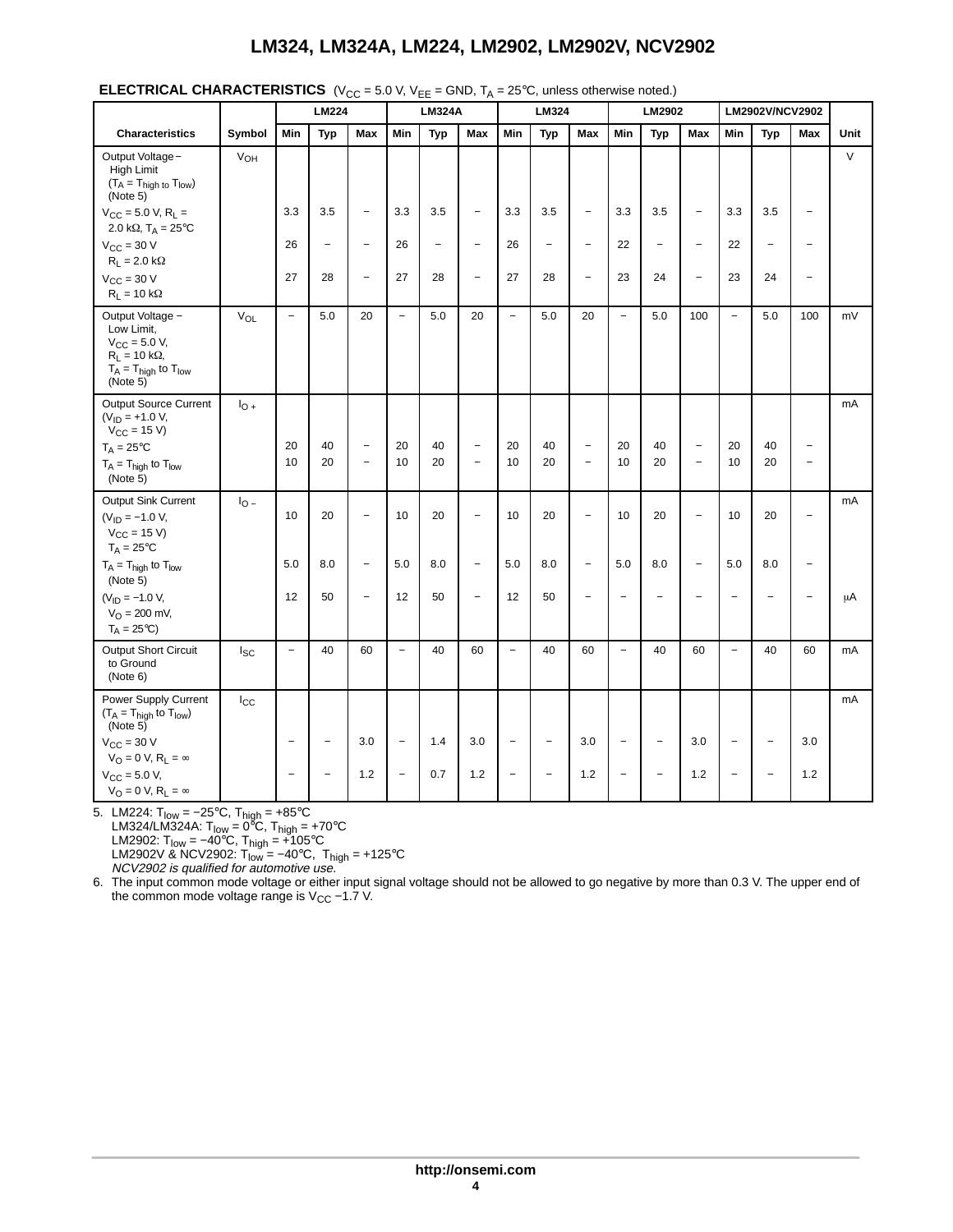**ELECTRICAL CHARACTERISTICS** ($V_{CC}$ = 5.0 V, $V_{EE}$ = GND, $T_A$ = 25°C, unless otherwise noted.)

| Characteristics | Symbol | LM224 | | | LM324A | | | LM324 | | | LM2902 | | | LM2902V/NCV2902 | | | Unit |
|---|---|---|---|---|---|---|---|---|---|---|---|---|---|---|---|---|---|
| | | Min | Typ | Max | Min | Typ | Max | Min | Typ | Max | Min | Typ | Max | Min | Typ | Max | |
| Output Voltage − High Limit ($T_A$ = $T_{high}$ to $T_{low}$) (Note 5) | $V_{OH}$ | | | | | | | | | | | | | | | | V |
| $V_{CC}$ = 5.0 V, $R_L$ = 2.0 kΩ, $T_A$ = 25°C | | 3.3 | 3.5 | − | 3.3 | 3.5 | − | 3.3 | 3.5 | − | 3.3 | 3.5 | − | 3.3 | 3.5 | − | |
| $V_{CC}$ = 30 V $R_L$ = 2.0 kΩ | | 26 | − | − | 26 | − | − | 26 | − | − | 22 | − | − | 22 | − | − | |
| $V_{CC}$ = 30 V $R_L$ = 10 kΩ | | 27 | 28 | − | 27 | 28 | − | 27 | 28 | − | 23 | 24 | − | 23 | 24 | − | |
| Output Voltage − Low Limit, $V_{CC}$ = 5.0 V, $R_L$ = 10 kΩ, $T_A$ = $T_{high}$ to $T_{low}$ (Note 5) | $V_{OL}$ | − | 5.0 | 20 | − | 5.0 | 20 | − | 5.0 | 20 | − | 5.0 | 100 | − | 5.0 | 100 | mV |
| Output Source Current ($V_{ID}$ = +1.0 V, $V_{CC}$ = 15 V) | $I_{O+}$ | | | | | | | | | | | | | | | | mA |
| $T_A$ = 25°C | | 20 | 40 | − | 20 | 40 | − | 20 | 40 | − | 20 | 40 | − | 20 | 40 | − | |
| $T_A$ = $T_{high}$ to $T_{low}$ (Note 5) | | 10 | 20 | − | 10 | 20 | − | 10 | 20 | − | 10 | 20 | − | 10 | 20 | − | |
| Output Sink Current ($V_{ID}$ = −1.0 V, $V_{CC}$ = 15 V) $T_A$ = 25°C | $I_{O-}$ | 10 | 20 | − | 10 | 20 | − | 10 | 20 | − | 10 | 20 | − | 10 | 20 | − | mA |
| $T_A$ = $T_{high}$ to $T_{low}$ (Note 5) | | 5.0 | 8.0 | − | 5.0 | 8.0 | − | 5.0 | 8.0 | − | 5.0 | 8.0 | − | 5.0 | 8.0 | − | |
| ($V_{ID}$ = −1.0 V, $V_O$ = 200 mV, $T_A$ = 25°C) | | 12 | 50 | − | 12 | 50 | − | 12 | 50 | − | − | − | − | − | − | − | μA |
| Output Short Circuit to Ground (Note 6) | $I_{SC}$ | − | 40 | 60 | − | 40 | 60 | − | 40 | 60 | − | 40 | 60 | − | 40 | 60 | mA |
| Power Supply Current ($T_A$ = $T_{high}$ to $T_{low}$) (Note 5) | $I_{CC}$ | | | | | | | | | | | | | | | | mA |
| $V_{CC}$ = 30 V $V_O$ = 0 V, $R_L$ = ∞ | | − | − | 3.0 | − | 1.4 | 3.0 | − | − | 3.0 | − | − | 3.0 | − | − | 3.0 | |
| $V_{CC}$ = 5.0 V, $V_O$ = 0 V, $R_L$ = ∞ | | − | − | 1.2 | − | 0.7 | 1.2 | − | − | 1.2 | − | − | 1.2 | − | − | 1.2 | |

5. LM224: $T_{low}$ = −25°C, $T_{high}$ = +85°C
   LM324/LM324A: $T_{low}$ = 0°C, $T_{high}$ = +70°C
   LM2902: $T_{low}$ = −40°C, $T_{high}$ = +105°C
   LM2902V & NCV2902: $T_{low}$ = −40°C, $T_{high}$ = +125°C
   *NCV2902 is qualified for automotive use.*
6. The input common mode voltage or either input signal voltage should not be allowed to go negative by more than 0.3 V. The upper end of the common mode voltage range is $V_{CC}$ −1.7 V.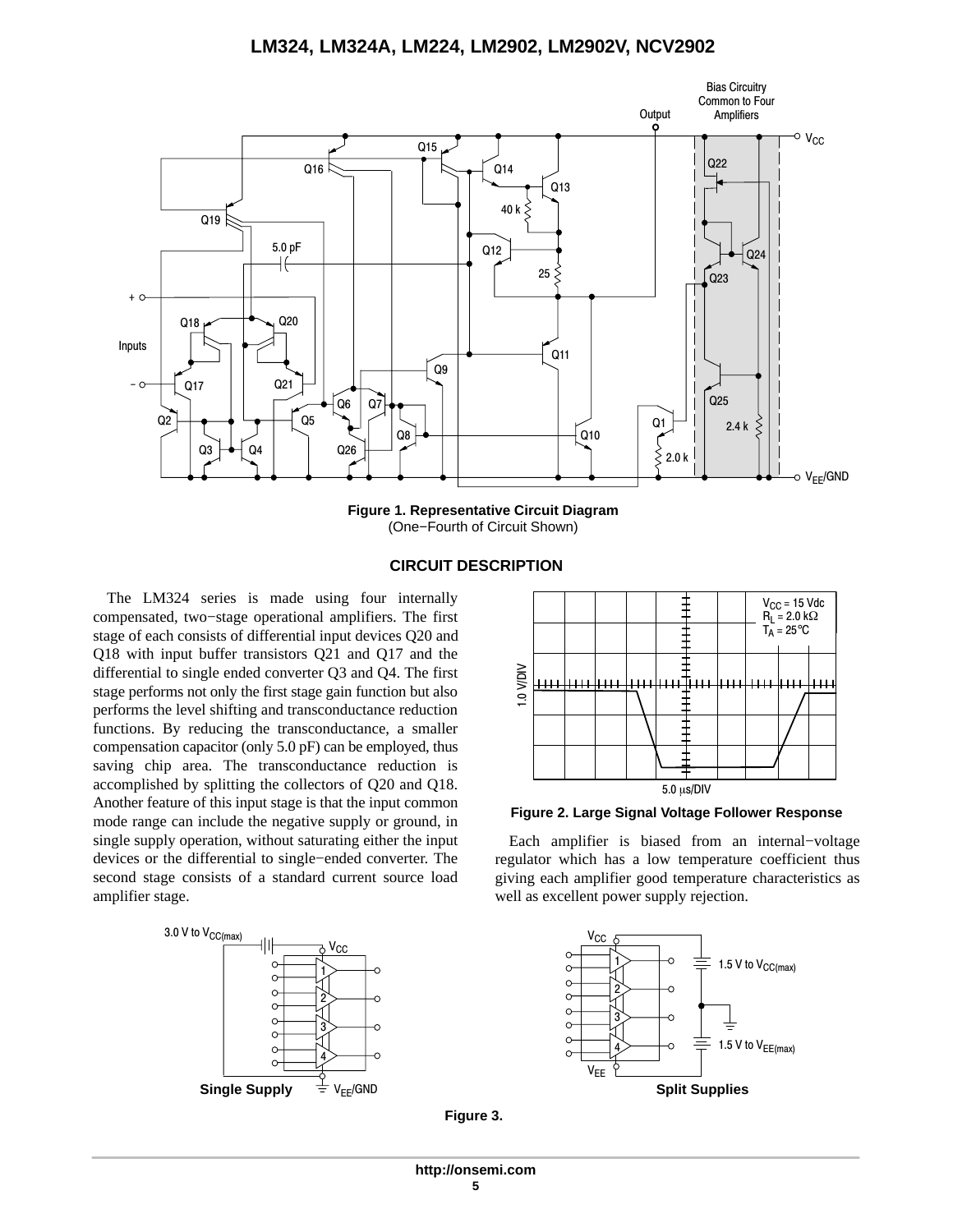Figure 1. Representative Circuit Diagram
(One−Fourth of Circuit Shown)

## CIRCUIT DESCRIPTION

The LM324 series is made using four internally compensated, two−stage operational amplifiers. The first stage of each consists of differential input devices Q20 and Q18 with input buffer transistors Q21 and Q17 and the differential to single ended converter Q3 and Q4. The first stage performs not only the first stage gain function but also performs the level shifting and transconductance reduction functions. By reducing the transconductance, a smaller compensation capacitor (only 5.0 pF) can be employed, thus saving chip area. The transconductance reduction is accomplished by splitting the collectors of Q20 and Q18. Another feature of this input stage is that the input common mode range can include the negative supply or ground, in single supply operation, without saturating either the input devices or the differential to single−ended converter. The second stage consists of a standard current source load amplifier stage.

Figure 2. Large Signal Voltage Follower Response

Each amplifier is biased from an internal−voltage regulator which has a low temperature coefficient thus giving each amplifier good temperature characteristics as well as excellent power supply rejection.

Single Supply

Split Supplies

Figure 3.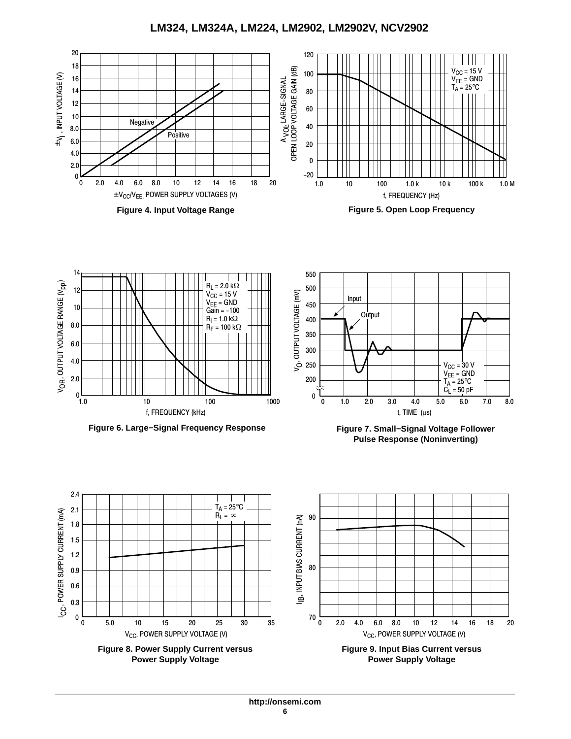**Figure 4. Input Voltage Range**

**Figure 5. Open Loop Frequency**

**Figure 6. Large−Signal Frequency Response**

**Figure 7. Small−Signal Voltage Follower Pulse Response (Noninverting)**

**Figure 8. Power Supply Current versus Power Supply Voltage**

**Figure 9. Input Bias Current versus Power Supply Voltage**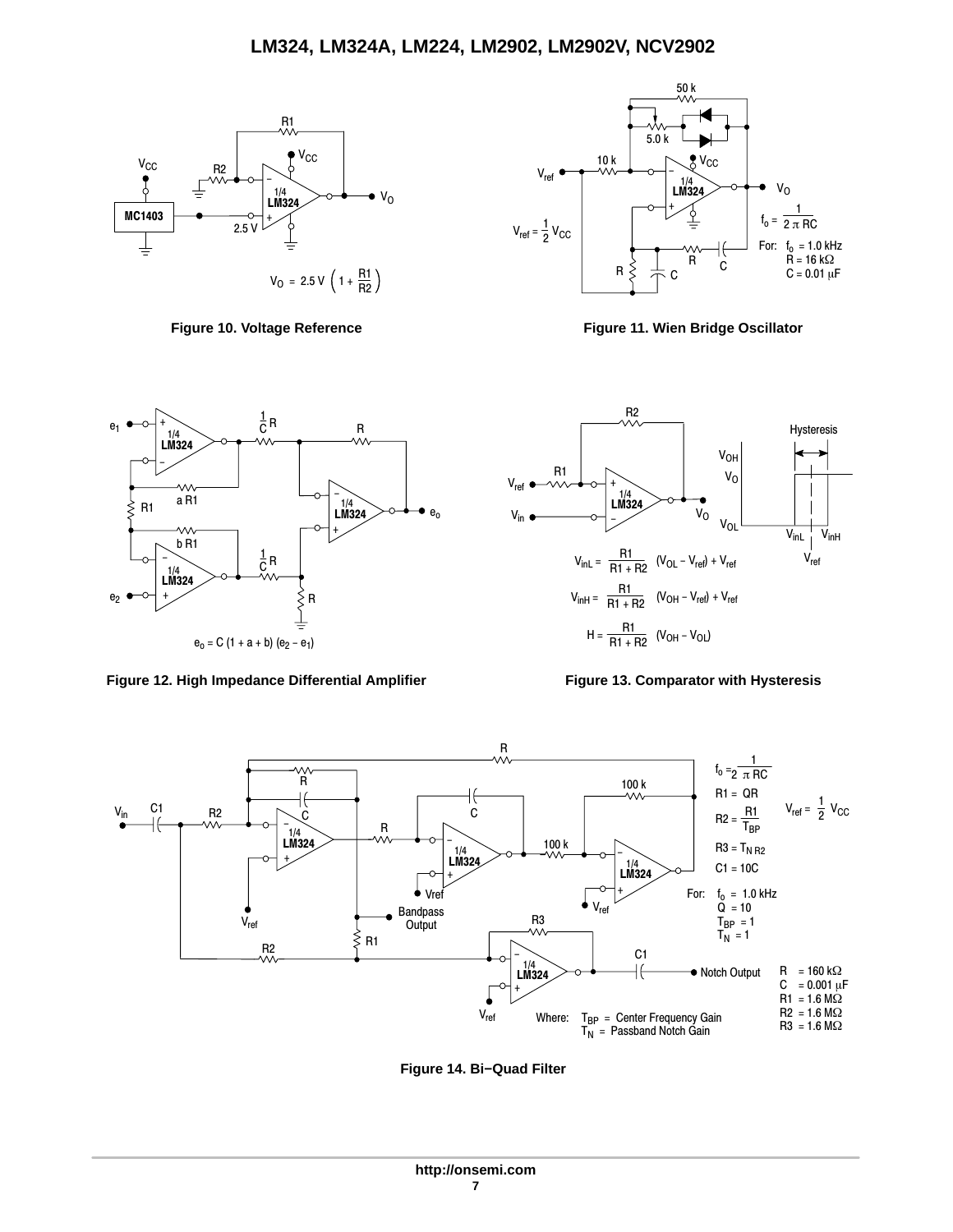$$V_O = 2.5\ V \left(1 + \frac{R1}{R2}\right)$$

**Figure 10. Voltage Reference**

$$f_o = \frac{1}{2\pi RC}$$

For: $f_o = 1.0$ kHz
$R = 16$ kΩ
$C = 0.01$ μF

$V_{ref} = \frac{1}{2} V_{CC}$

**Figure 11. Wien Bridge Oscillator**

$$e_o = C\,(1 + a + b)\,(e_2 - e_1)$$

**Figure 12. High Impedance Differential Amplifier**

$$V_{inL} = \frac{R1}{R1 + R2}\,(V_{OL} - V_{ref}) + V_{ref}$$

$$V_{inH} = \frac{R1}{R1 + R2}\,(V_{OH} - V_{ref}) + V_{ref}$$

$$H = \frac{R1}{R1 + R2}\,(V_{OH} - V_{OL})$$

**Figure 13. Comparator with Hysteresis**

$$f_o = \frac{1}{2\pi RC}$$

$R1 = QR$

$R2 = \frac{R1}{T_{BP}}$

$R3 = T_N R2$

$C1 = 10C$

$V_{ref} = \frac{1}{2} V_{CC}$

For: $f_o = 1.0$ kHz
$Q = 10$
$T_{BP} = 1$
$T_N = 1$

$R = 160$ kΩ
$C = 0.001$ μF
$R1 = 1.6$ MΩ
$R2 = 1.6$ MΩ
$R3 = 1.6$ MΩ

Where: $T_{BP}$ = Center Frequency Gain
$T_N$ = Passband Notch Gain

**Figure 14. Bi−Quad Filter**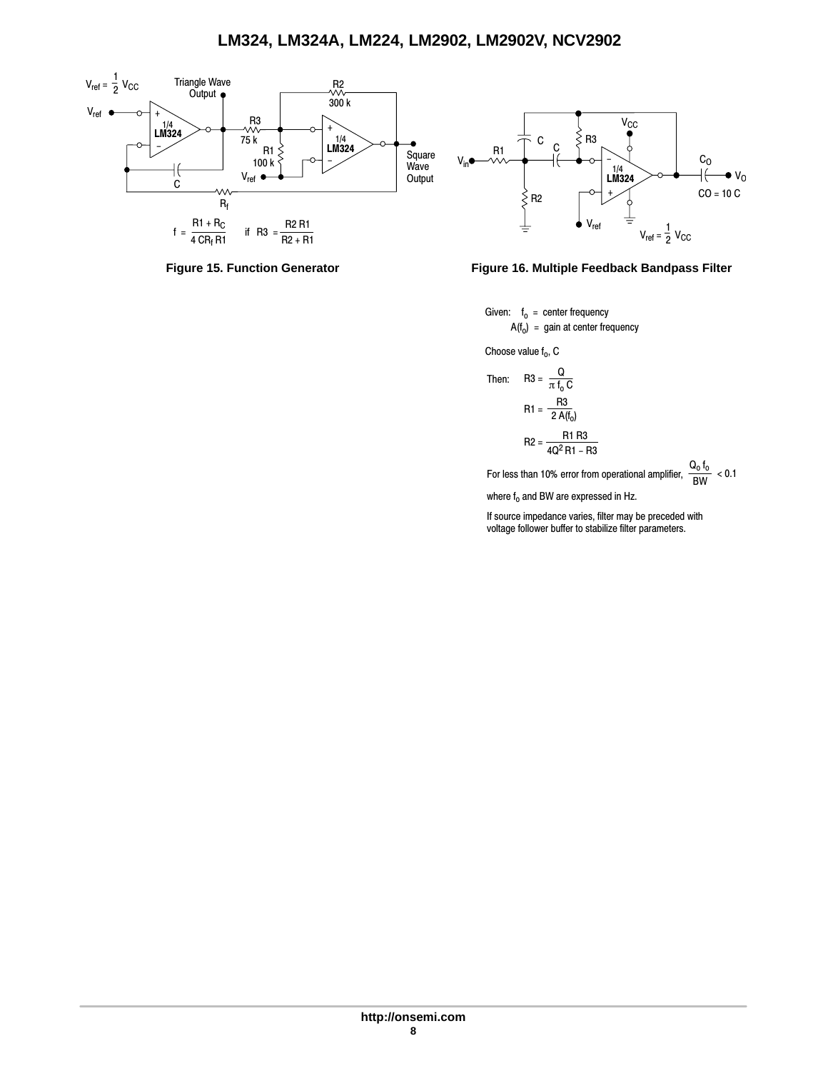$V_{ref} = \frac{1}{2} V_{CC}$

$$f = \frac{R1 + R_C}{4\,CR_f\,R1} \quad \text{if} \quad R3 = \frac{R2\,R1}{R2 + R1}$$

**Figure 15. Function Generator**

$V_{ref} = \frac{1}{2} V_{CC}$

CO = 10 C

**Figure 16. Multiple Feedback Bandpass Filter**

Given: $f_o$ = center frequency

$A(f_o)$ = gain at center frequency

Choose value $f_o$, C

Then:

$$R3 = \frac{Q}{\pi f_o C}$$

$$R1 = \frac{R3}{2\,A(f_o)}$$

$$R2 = \frac{R1\,R3}{4Q^2\,R1 - R3}$$

For less than 10% error from operational amplifier, $\frac{Q_o\,f_o}{BW} < 0.1$

where $f_o$ and BW are expressed in Hz.

If source impedance varies, filter may be preceded with voltage follower buffer to stabilize filter parameters.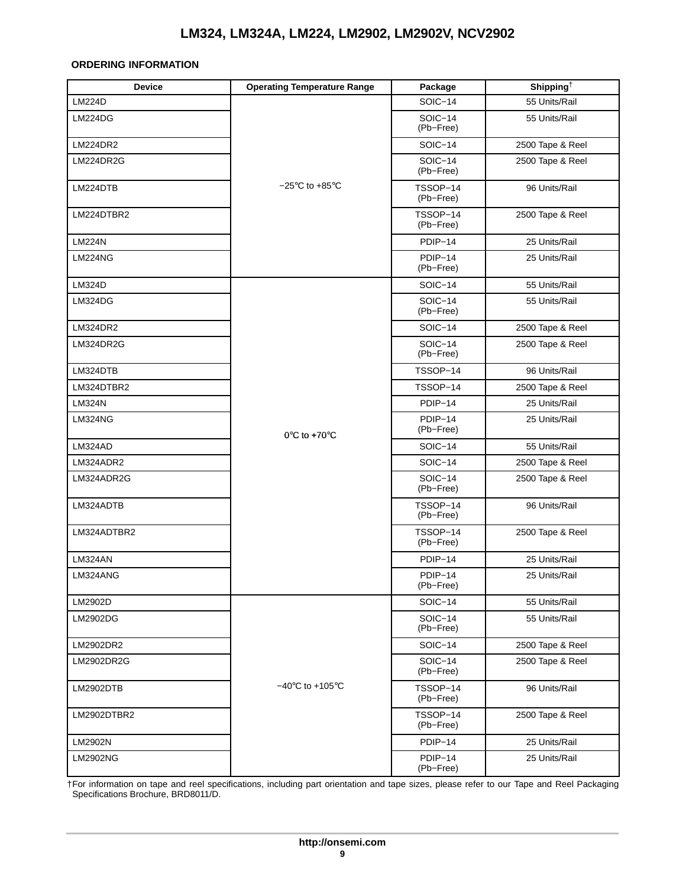## ORDERING INFORMATION

| Device | Operating Temperature Range | Package | Shipping† |
|---|---|---|---|
| LM224D | −25°C to +85°C | SOIC−14 | 55 Units/Rail |
| LM224DG | | SOIC−14 (Pb−Free) | 55 Units/Rail |
| LM224DR2 | | SOIC−14 | 2500 Tape & Reel |
| LM224DR2G | | SOIC−14 (Pb−Free) | 2500 Tape & Reel |
| LM224DTB | | TSSOP−14 (Pb−Free) | 96 Units/Rail |
| LM224DTBR2 | | TSSOP−14 (Pb−Free) | 2500 Tape & Reel |
| LM224N | | PDIP−14 | 25 Units/Rail |
| LM224NG | | PDIP−14 (Pb−Free) | 25 Units/Rail |
| LM324D | 0°C to +70°C | SOIC−14 | 55 Units/Rail |
| LM324DG | | SOIC−14 (Pb−Free) | 55 Units/Rail |
| LM324DR2 | | SOIC−14 | 2500 Tape & Reel |
| LM324DR2G | | SOIC−14 (Pb−Free) | 2500 Tape & Reel |
| LM324DTB | | TSSOP−14 | 96 Units/Rail |
| LM324DTBR2 | | TSSOP−14 | 2500 Tape & Reel |
| LM324N | | PDIP−14 | 25 Units/Rail |
| LM324NG | | PDIP−14 (Pb−Free) | 25 Units/Rail |
| LM324AD | | SOIC−14 | 55 Units/Rail |
| LM324ADR2 | | SOIC−14 | 2500 Tape & Reel |
| LM324ADR2G | | SOIC−14 (Pb−Free) | 2500 Tape & Reel |
| LM324ADTB | | TSSOP−14 (Pb−Free) | 96 Units/Rail |
| LM324ADTBR2 | | TSSOP−14 (Pb−Free) | 2500 Tape & Reel |
| LM324AN | | PDIP−14 | 25 Units/Rail |
| LM324ANG | | PDIP−14 (Pb−Free) | 25 Units/Rail |
| LM2902D | −40°C to +105°C | SOIC−14 | 55 Units/Rail |
| LM2902DG | | SOIC−14 (Pb−Free) | 55 Units/Rail |
| LM2902DR2 | | SOIC−14 | 2500 Tape & Reel |
| LM2902DR2G | | SOIC−14 (Pb−Free) | 2500 Tape & Reel |
| LM2902DTB | | TSSOP−14 (Pb−Free) | 96 Units/Rail |
| LM2902DTBR2 | | TSSOP−14 (Pb−Free) | 2500 Tape & Reel |
| LM2902N | | PDIP−14 | 25 Units/Rail |
| LM2902NG | | PDIP−14 (Pb−Free) | 25 Units/Rail |

†For information on tape and reel specifications, including part orientation and tape sizes, please refer to our Tape and Reel Packaging Specifications Brochure, BRD8011/D.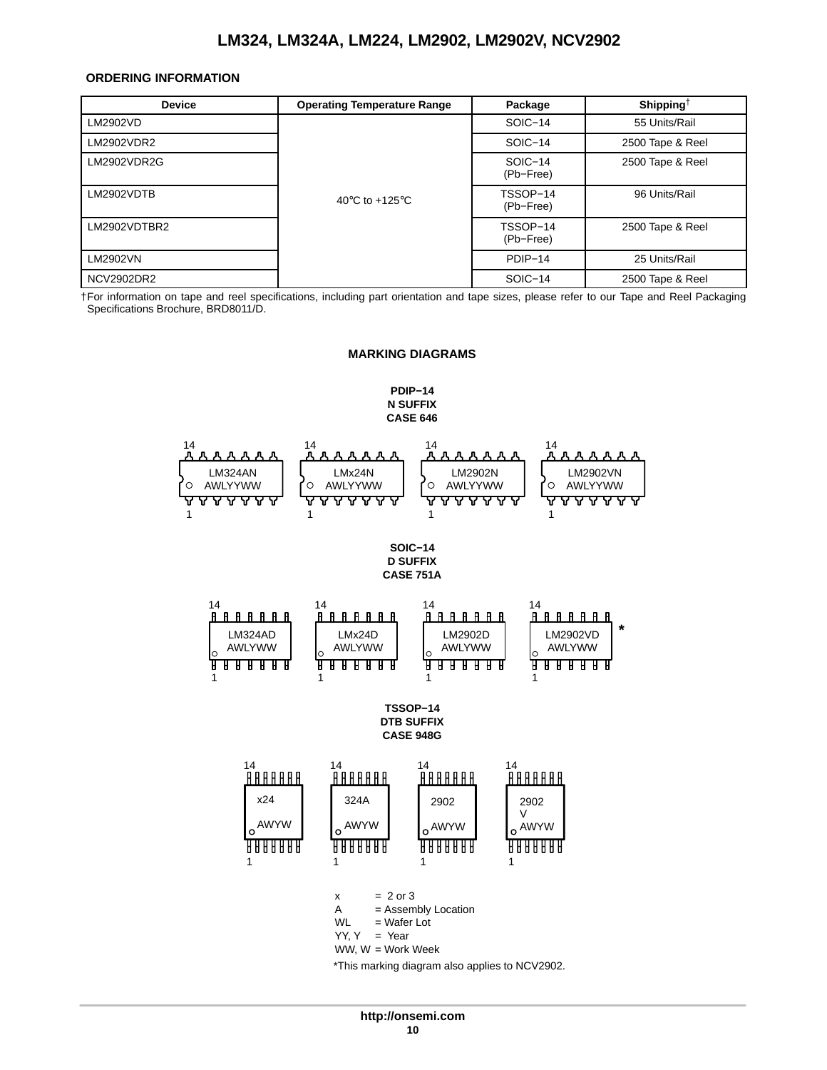## ORDERING INFORMATION

| Device | Operating Temperature Range | Package | Shipping† |
|---|---|---|---|
| LM2902VD | 40°C to +125°C | SOIC−14 | 55 Units/Rail |
| LM2902VDR2 | | SOIC−14 | 2500 Tape & Reel |
| LM2902VDR2G | | SOIC−14 (Pb−Free) | 2500 Tape & Reel |
| LM2902VDTB | | TSSOP−14 (Pb−Free) | 96 Units/Rail |
| LM2902VDTBR2 | | TSSOP−14 (Pb−Free) | 2500 Tape & Reel |
| LM2902VN | | PDIP−14 | 25 Units/Rail |
| NCV2902DR2 | | SOIC−14 | 2500 Tape & Reel |

†For information on tape and reel specifications, including part orientation and tape sizes, please refer to our Tape and Reel Packaging Specifications Brochure, BRD8011/D.

## MARKING DIAGRAMS

**PDIP−14**
**N SUFFIX**
**CASE 646**

14 LM324AN AWLYYWW 1

14 LMx24N AWLYYWW 1

14 LM2902N AWLYYWW 1

14 LM2902VN AWLYYWW 1

**SOIC−14**
**D SUFFIX**
**CASE 751A**

14 LM324AD AWLYWW 1

14 LMx24D AWLYWW 1

14 LM2902D AWLYWW 1

14 LM2902VD AWLYWW 1 *

**TSSOP−14**
**DTB SUFFIX**
**CASE 948G**

14 x24 AWYW 1

14 324A AWYW 1

14 2902 AWYW 1

14 2902 V AWYW 1

x = 2 or 3
A = Assembly Location
WL = Wafer Lot
YY, Y = Year
WW, W = Work Week

*This marking diagram also applies to NCV2902.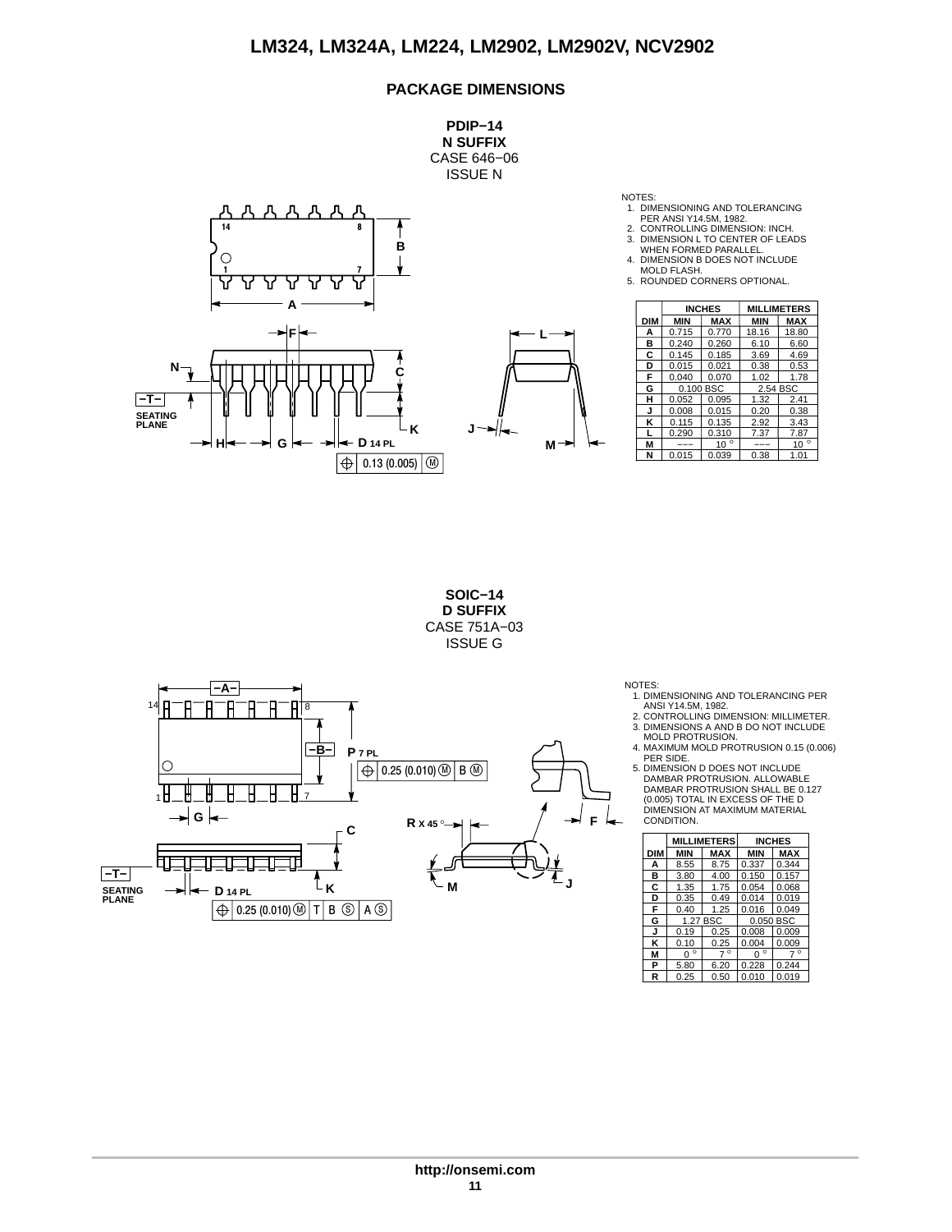## PACKAGE DIMENSIONS

**PDIP−14**
**N SUFFIX**
CASE 646−06
ISSUE N

NOTES:
1. DIMENSIONING AND TOLERANCING PER ANSI Y14.5M, 1982.
2. CONTROLLING DIMENSION: INCH.
3. DIMENSION L TO CENTER OF LEADS WHEN FORMED PARALLEL.
4. DIMENSION B DOES NOT INCLUDE MOLD FLASH.
5. ROUNDED CORNERS OPTIONAL.

| | INCHES | | MILLIMETERS | |
|---|---|---|---|---|
| DIM | MIN | MAX | MIN | MAX |
| A | 0.715 | 0.770 | 18.16 | 18.80 |
| B | 0.240 | 0.260 | 6.10 | 6.60 |
| C | 0.145 | 0.185 | 3.69 | 4.69 |
| D | 0.015 | 0.021 | 0.38 | 0.53 |
| F | 0.040 | 0.070 | 1.02 | 1.78 |
| G | 0.100 BSC | | 2.54 BSC | |
| H | 0.052 | 0.095 | 1.32 | 2.41 |
| J | 0.008 | 0.015 | 0.20 | 0.38 |
| K | 0.115 | 0.135 | 2.92 | 3.43 |
| L | 0.290 | 0.310 | 7.37 | 7.87 |
| M | −−− | 10° | −−− | 10° |
| N | 0.015 | 0.039 | 0.38 | 1.01 |

**SOIC−14**
**D SUFFIX**
CASE 751A−03
ISSUE G

NOTES:
1. DIMENSIONING AND TOLERANCING PER ANSI Y14.5M, 1982.
2. CONTROLLING DIMENSION: MILLIMETER.
3. DIMENSIONS A AND B DO NOT INCLUDE MOLD PROTRUSION.
4. MAXIMUM MOLD PROTRUSION 0.15 (0.006) PER SIDE.
5. DIMENSION D DOES NOT INCLUDE DAMBAR PROTRUSION. ALLOWABLE DAMBAR PROTRUSION SHALL BE 0.127 (0.005) TOTAL IN EXCESS OF THE D DIMENSION AT MAXIMUM MATERIAL CONDITION.

| | MILLIMETERS | | INCHES | |
|---|---|---|---|---|
| DIM | MIN | MAX | MIN | MAX |
| A | 8.55 | 8.75 | 0.337 | 0.344 |
| B | 3.80 | 4.00 | 0.150 | 0.157 |
| C | 1.35 | 1.75 | 0.054 | 0.068 |
| D | 0.35 | 0.49 | 0.014 | 0.019 |
| F | 0.40 | 1.25 | 0.016 | 0.049 |
| G | 1.27 BSC | | 0.050 BSC | |
| J | 0.19 | 0.25 | 0.008 | 0.009 |
| K | 0.10 | 0.25 | 0.004 | 0.009 |
| M | 0° | 7° | 0° | 7° |
| P | 5.80 | 6.20 | 0.228 | 0.244 |
| R | 0.25 | 0.50 | 0.010 | 0.019 |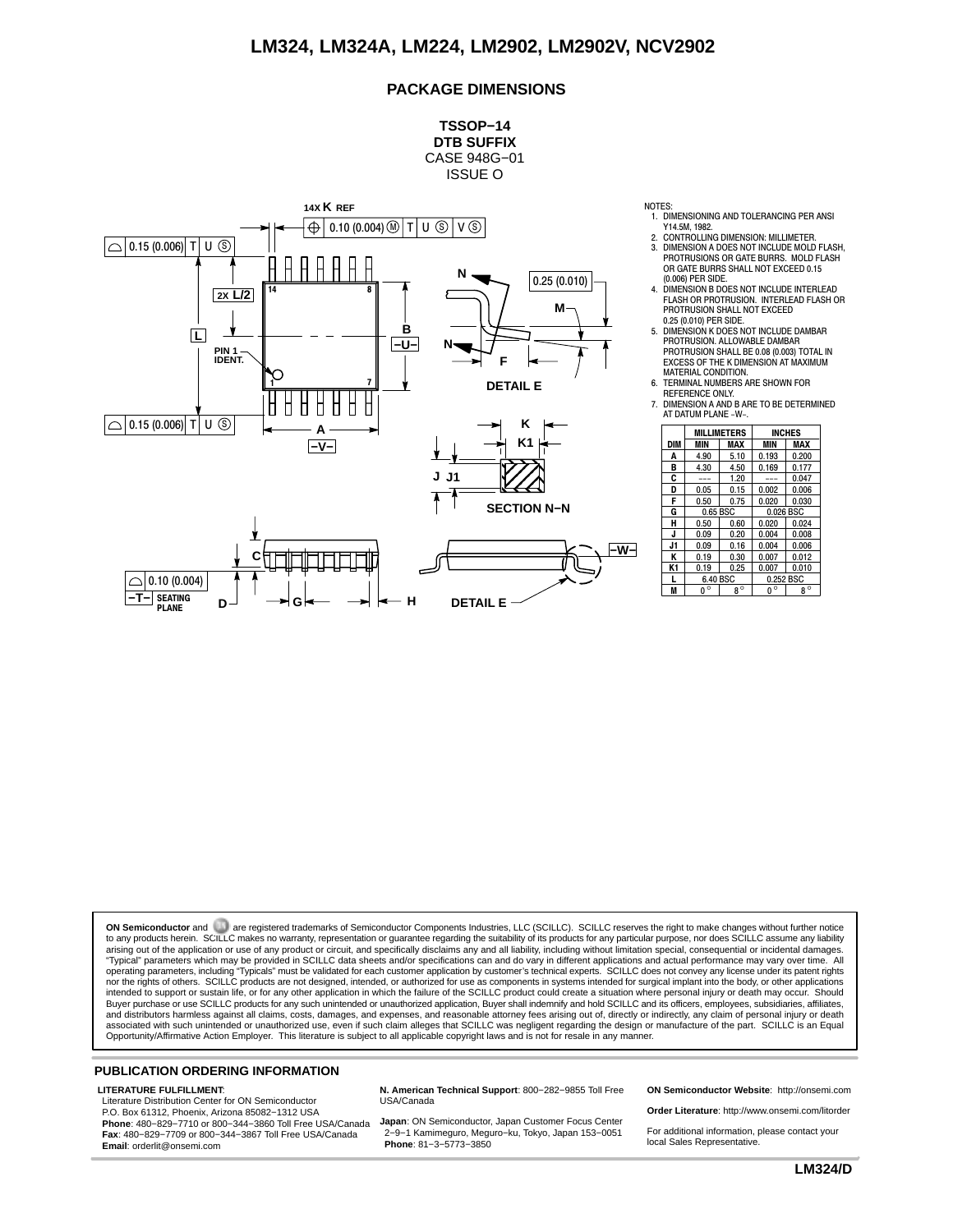## PACKAGE DIMENSIONS

**TSSOP−14**
**DTB SUFFIX**
CASE 948G−01
ISSUE O

14X K REF

0.10 (0.004) M T U S V S

0.15 (0.006) T U S

2X L/2

L

PIN 1 IDENT.

14 8

1 7

B

−U−

0.15 (0.006) T U S

A

−V−

N

0.25 (0.010)

M

N

F

DETAIL E

K

K1

J J1

SECTION N−N

C

0.10 (0.004)

−T− SEATING PLANE

D G H

DETAIL E

−W−

NOTES:
1. DIMENSIONING AND TOLERANCING PER ANSI Y14.5M, 1982.
2. CONTROLLING DIMENSION: MILLIMETER.
3. DIMENSION A DOES NOT INCLUDE MOLD FLASH, PROTRUSIONS OR GATE BURRS. MOLD FLASH OR GATE BURRS SHALL NOT EXCEED 0.15 (0.006) PER SIDE.
4. DIMENSION B DOES NOT INCLUDE INTERLEAD FLASH OR PROTRUSION. INTERLEAD FLASH OR PROTRUSION SHALL NOT EXCEED 0.25 (0.010) PER SIDE.
5. DIMENSION K DOES NOT INCLUDE DAMBAR PROTRUSION. ALLOWABLE DAMBAR PROTRUSION SHALL BE 0.08 (0.003) TOTAL IN EXCESS OF THE K DIMENSION AT MAXIMUM MATERIAL CONDITION.
6. TERMINAL NUMBERS ARE SHOWN FOR REFERENCE ONLY.
7. DIMENSION A AND B ARE TO BE DETERMINED AT DATUM PLANE −W−.

| | MILLIMETERS | | INCHES | |
|---|---|---|---|---|
| DIM | MIN | MAX | MIN | MAX |
| A | 4.90 | 5.10 | 0.193 | 0.200 |
| B | 4.30 | 4.50 | 0.169 | 0.177 |
| C | --- | 1.20 | --- | 0.047 |
| D | 0.05 | 0.15 | 0.002 | 0.006 |
| F | 0.50 | 0.75 | 0.020 | 0.030 |
| G | 0.65 BSC | | 0.026 BSC | |
| H | 0.50 | 0.60 | 0.020 | 0.024 |
| J | 0.09 | 0.20 | 0.004 | 0.008 |
| J1 | 0.09 | 0.16 | 0.004 | 0.006 |
| K | 0.19 | 0.30 | 0.007 | 0.012 |
| K1 | 0.19 | 0.25 | 0.007 | 0.010 |
| L | 6.40 BSC | | 0.252 BSC | |
| M | 0 ° | 8 ° | 0 ° | 8 ° |

**ON Semiconductor** and are registered trademarks of Semiconductor Components Industries, LLC (SCILLC). SCILLC reserves the right to make changes without further notice to any products herein. SCILLC makes no warranty, representation or guarantee regarding the suitability of its products for any particular purpose, nor does SCILLC assume any liability arising out of the application or use of any product or circuit, and specifically disclaims any and all liability, including without limitation special, consequential or incidental damages. "Typical" parameters which may be provided in SCILLC data sheets and/or specifications can and do vary in different applications and actual performance may vary over time. All operating parameters, including "Typicals" must be validated for each customer application by customer's technical experts. SCILLC does not convey any license under its patent rights nor the rights of others. SCILLC products are not designed, intended, or authorized for use as components in systems intended for surgical implant into the body, or other applications intended to support or sustain life, or for any other application in which the failure of the SCILLC product could create a situation where personal injury or death may occur. Should Buyer purchase or use SCILLC products for any such unintended or unauthorized application, Buyer shall indemnify and hold SCILLC and its officers, employees, subsidiaries, affiliates, and distributors harmless against all claims, costs, damages, and expenses, and reasonable attorney fees arising out of, directly or indirectly, any claim of personal injury or death associated with such unintended or unauthorized use, even if such claim alleges that SCILLC was negligent regarding the design or manufacture of the part. SCILLC is an Equal Opportunity/Affirmative Action Employer. This literature is subject to all applicable copyright laws and is not for resale in any manner.

### PUBLICATION ORDERING INFORMATION

**LITERATURE FULFILLMENT**:
Literature Distribution Center for ON Semiconductor
P.O. Box 61312, Phoenix, Arizona 85082−1312 USA
**Phone**: 480−829−7710 or 800−344−3860 Toll Free USA/Canada
**Fax**: 480−829−7709 or 800−344−3867 Toll Free USA/Canada
**Email**: orderlit@onsemi.com

**N. American Technical Support**: 800−282−9855 Toll Free USA/Canada

**Japan**: ON Semiconductor, Japan Customer Focus Center
2−9−1 Kamimeguro, Meguro−ku, Tokyo, Japan 153−0051
**Phone**: 81−3−5773−3850

**ON Semiconductor Website**: http://onsemi.com

**Order Literature**: http://www.onsemi.com/litorder

For additional information, please contact your local Sales Representative.

**LM324/D**